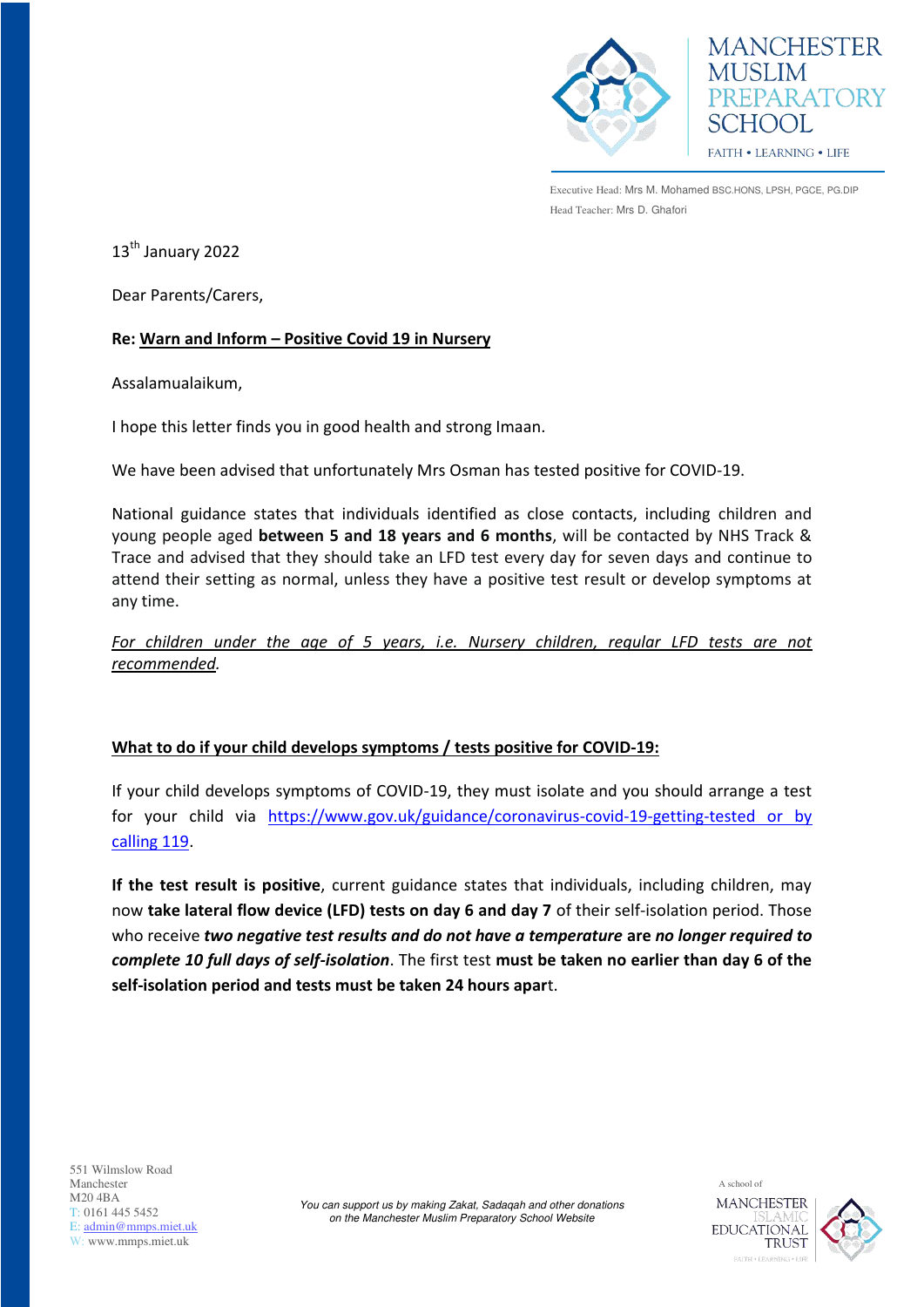MANCHESTER MUSLIM PREPARATORY SCHOOL

FAITH • LEARNING • LIFE

Executive Head: Mrs M. Mohamed BSC.HONS, LPSH, PGCE, PG.DIP
Head Teacher: Mrs D. Ghafori

13th January 2022

Dear Parents/Carers,

**Re: Warn and Inform – Positive Covid 19 in Nursery**

Assalamualaikum,

I hope this letter finds you in good health and strong Imaan.

We have been advised that unfortunately Mrs Osman has tested positive for COVID-19.

National guidance states that individuals identified as close contacts, including children and young people aged **between 5 and 18 years and 6 months**, will be contacted by NHS Track & Trace and advised that they should take an LFD test every day for seven days and continue to attend their setting as normal, unless they have a positive test result or develop symptoms at any time.

*For children under the age of 5 years, i.e. Nursery children, regular LFD tests are not recommended.*

**What to do if your child develops symptoms / tests positive for COVID-19:**

If your child develops symptoms of COVID-19, they must isolate and you should arrange a test for your child via https://www.gov.uk/guidance/coronavirus-covid-19-getting-tested or by calling 119.

**If the test result is positive**, current guidance states that individuals, including children, may now **take lateral flow device (LFD) tests on day 6 and day 7** of their self-isolation period. Those who receive ***two negative test results and do not have a temperature*** **are *no longer required to complete 10 full days of self-isolation***. The first test **must be taken no earlier than day 6 of the self-isolation period and tests must be taken 24 hours apar**t.

551 Wilmslow Road
Manchester
M20 4BA
T: 0161 445 5452
E: admin@mmps.miet.uk
W: www.mmps.miet.uk

*You can support us by making Zakat, Sadaqah and other donations on the Manchester Muslim Preparatory School Website*

A school of Manchester Islamic Educational Trust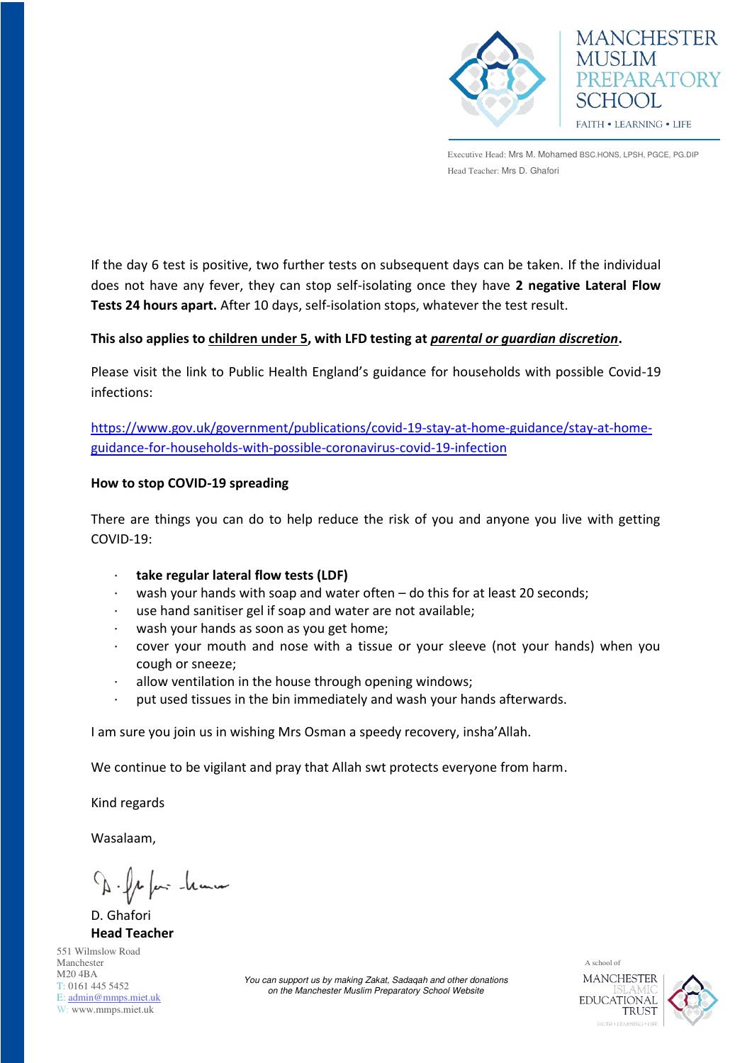If the day 6 test is positive, two further tests on subsequent days can be taken. If the individual does not have any fever, they can stop self-isolating once they have **2 negative Lateral Flow Tests 24 hours apart.** After 10 days, self-isolation stops, whatever the test result.

**This also applies to <u>children under 5</u>, with LFD testing at <u>*parental or guardian discretion*</u>.**

Please visit the link to Public Health England's guidance for households with possible Covid-19 infections:

https://www.gov.uk/government/publications/covid-19-stay-at-home-guidance/stay-at-home-guidance-for-households-with-possible-coronavirus-covid-19-infection

**How to stop COVID-19 spreading**

There are things you can do to help reduce the risk of you and anyone you live with getting COVID-19:

- **take regular lateral flow tests (LDF)**
- wash your hands with soap and water often – do this for at least 20 seconds;
- use hand sanitiser gel if soap and water are not available;
- wash your hands as soon as you get home;
- cover your mouth and nose with a tissue or your sleeve (not your hands) when you cough or sneeze;
- allow ventilation in the house through opening windows;
- put used tissues in the bin immediately and wash your hands afterwards.

I am sure you join us in wishing Mrs Osman a speedy recovery, insha'Allah.

We continue to be vigilant and pray that Allah swt protects everyone from harm.

Kind regards

Wasalaam,

D. Ghafori
**Head Teacher**

551 Wilmslow Road
Manchester
M20 4BA
T: 0161 445 5452
E: admin@mmps.miet.uk
W: www.mmps.miet.uk

*You can support us by making Zakat, Sadaqah and other donations on the Manchester Muslim Preparatory School Website*

A school of MANCHESTER ISLAMIC EDUCATIONAL TRUST